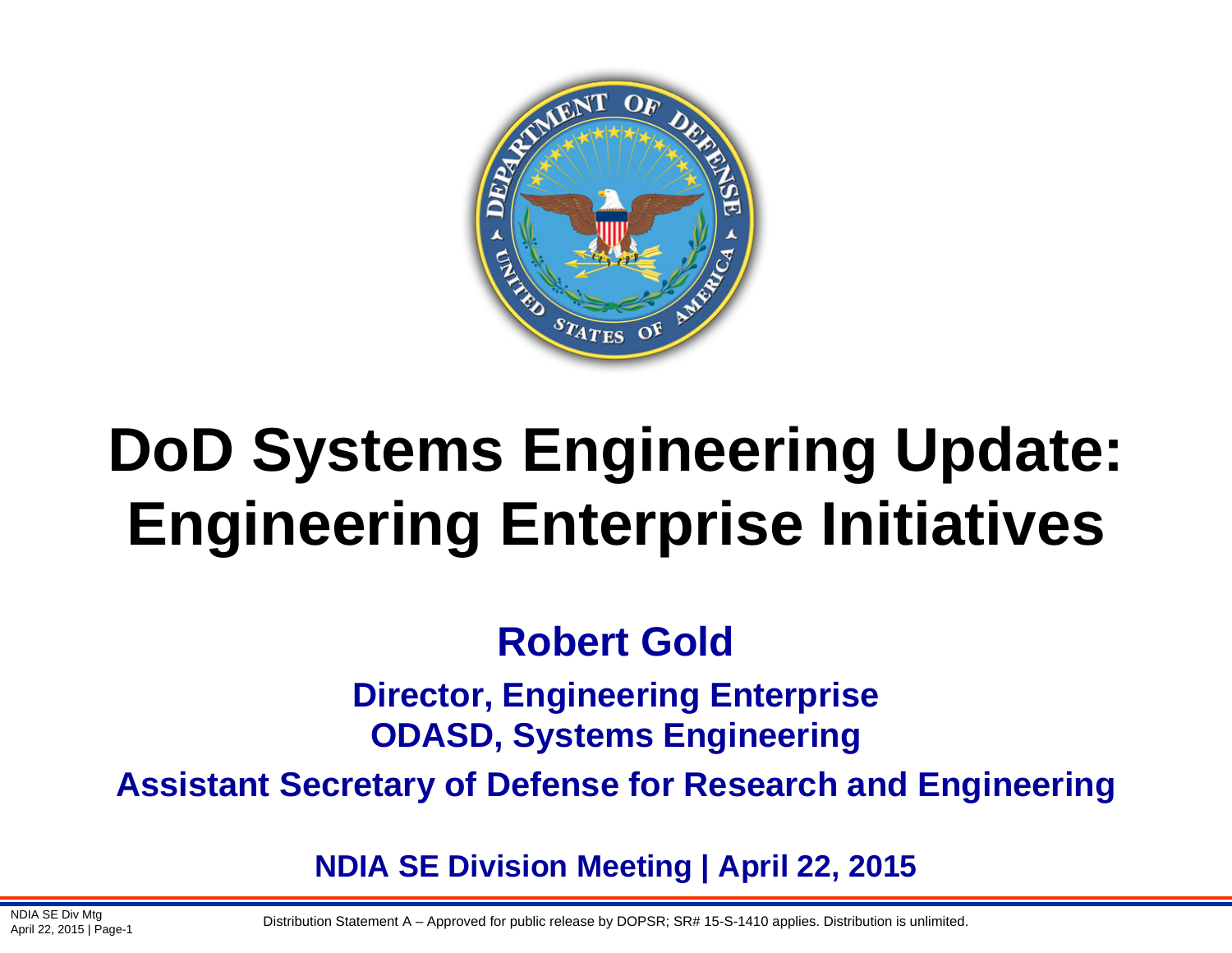# DoD Systems Engineering Update: Engineering Enterprise Initiatives

**Robert Gold**

**Director, Engineering Enterprise**
**ODASD, Systems Engineering**

**Assistant Secretary of Defense for Research and Engineering**

**NDIA SE Division Meeting | April 22, 2015**

Distribution Statement A – Approved for public release by DOPSR; SR# 15-S-1410 applies. Distribution is unlimited.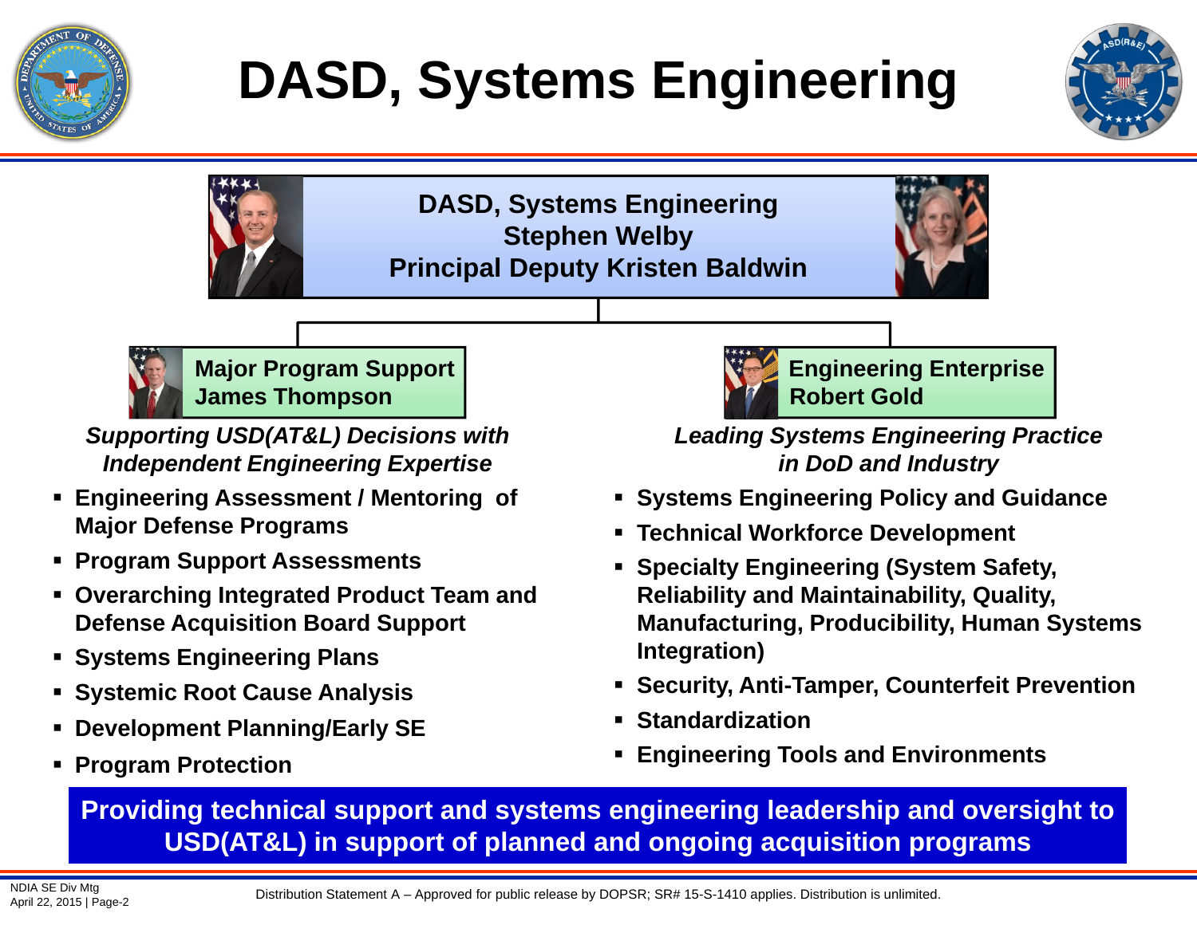# DASD, Systems Engineering

**DASD, Systems Engineering**
**Stephen Welby**
**Principal Deputy Kristen Baldwin**

## Major Program Support
**James Thompson**

***Supporting USD(AT&L) Decisions with Independent Engineering Expertise***

- Engineering Assessment / Mentoring of Major Defense Programs
- Program Support Assessments
- Overarching Integrated Product Team and Defense Acquisition Board Support
- Systems Engineering Plans
- Systemic Root Cause Analysis
- Development Planning/Early SE
- Program Protection

## Engineering Enterprise
**Robert Gold**

***Leading Systems Engineering Practice in DoD and Industry***

- Systems Engineering Policy and Guidance
- Technical Workforce Development
- Specialty Engineering (System Safety, Reliability and Maintainability, Quality, Manufacturing, Producibility, Human Systems Integration)
- Security, Anti-Tamper, Counterfeit Prevention
- Standardization
- Engineering Tools and Environments

**Providing technical support and systems engineering leadership and oversight to USD(AT&L) in support of planned and ongoing acquisition programs**

NDIA SE Div Mtg
April 22, 2015

Distribution Statement A – Approved for public release by DOPSR; SR# 15-S-1410 applies. Distribution is unlimited.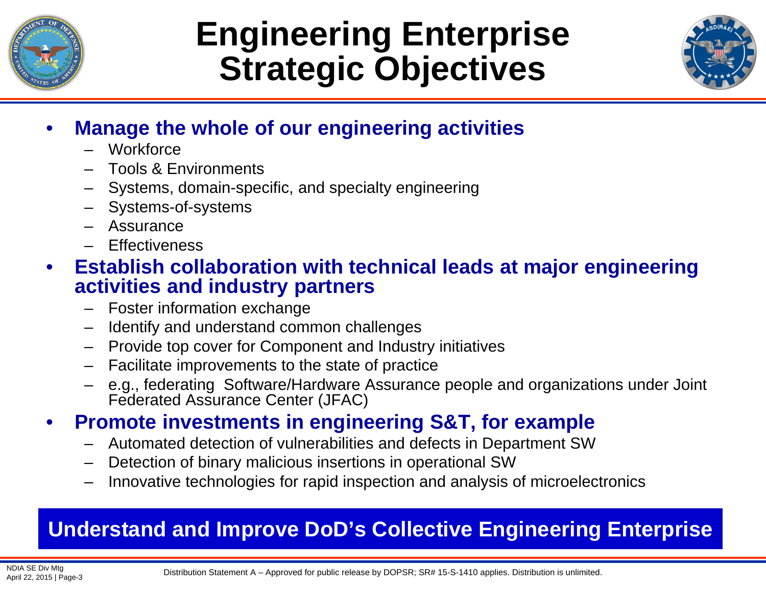# Engineering Enterprise Strategic Objectives

- **Manage the whole of our engineering activities**
  - Workforce
  - Tools & Environments
  - Systems, domain-specific, and specialty engineering
  - Systems-of-systems
  - Assurance
  - Effectiveness
- **Establish collaboration with technical leads at major engineering activities and industry partners**
  - Foster information exchange
  - Identify and understand common challenges
  - Provide top cover for Component and Industry initiatives
  - Facilitate improvements to the state of practice
  - e.g., federating Software/Hardware Assurance people and organizations under Joint Federated Assurance Center (JFAC)
- **Promote investments in engineering S&T, for example**
  - Automated detection of vulnerabilities and defects in Department SW
  - Detection of binary malicious insertions in operational SW
  - Innovative technologies for rapid inspection and analysis of microelectronics

**Understand and Improve DoD's Collective Engineering Enterprise**

Distribution Statement A – Approved for public release by DOPSR; SR# 15-S-1410 applies. Distribution is unlimited.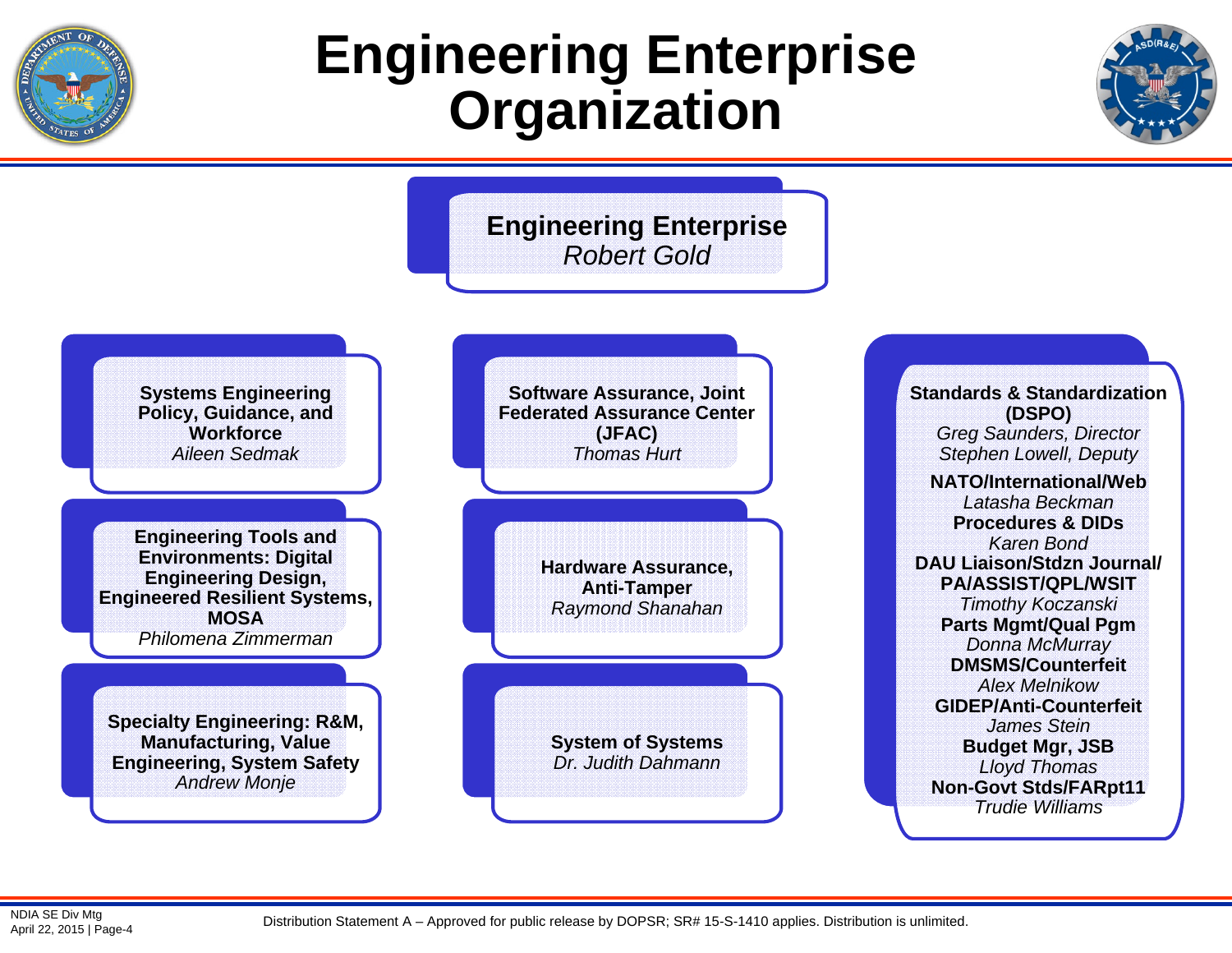# Engineering Enterprise Organization

**Engineering Enterprise**
*Robert Gold*

**Systems Engineering Policy, Guidance, and Workforce**
*Aileen Sedmak*

**Engineering Tools and Environments: Digital Engineering Design, Engineered Resilient Systems, MOSA**
*Philomena Zimmerman*

**Specialty Engineering: R&M, Manufacturing, Value Engineering, System Safety**
*Andrew Monje*

**Software Assurance, Joint Federated Assurance Center (JFAC)**
*Thomas Hurt*

**Hardware Assurance, Anti-Tamper**
*Raymond Shanahan*

**System of Systems**
*Dr. Judith Dahmann*

**Standards & Standardization (DSPO)**
*Greg Saunders, Director*
*Stephen Lowell, Deputy*

- **NATO/International/Web**
  *Latasha Beckman*
- **Procedures & DIDs**
  *Karen Bond*
- **DAU Liaison/Stdzn Journal/ PA/ASSIST/QPL/WSIT**
  *Timothy Koczanski*
- **Parts Mgmt/Qual Pgm**
  *Donna McMurray*
- **DMSMS/Counterfeit**
  *Alex Melnikow*
- **GIDEP/Anti-Counterfeit**
  *James Stein*
- **Budget Mgr, JSB**
  *Lloyd Thomas*
- **Non-Govt Stds/FARpt11**
  *Trudie Williams*

NDIA SE Div Mtg
April 22, 2015

Distribution Statement A – Approved for public release by DOPSR; SR# 15-S-1410 applies. Distribution is unlimited.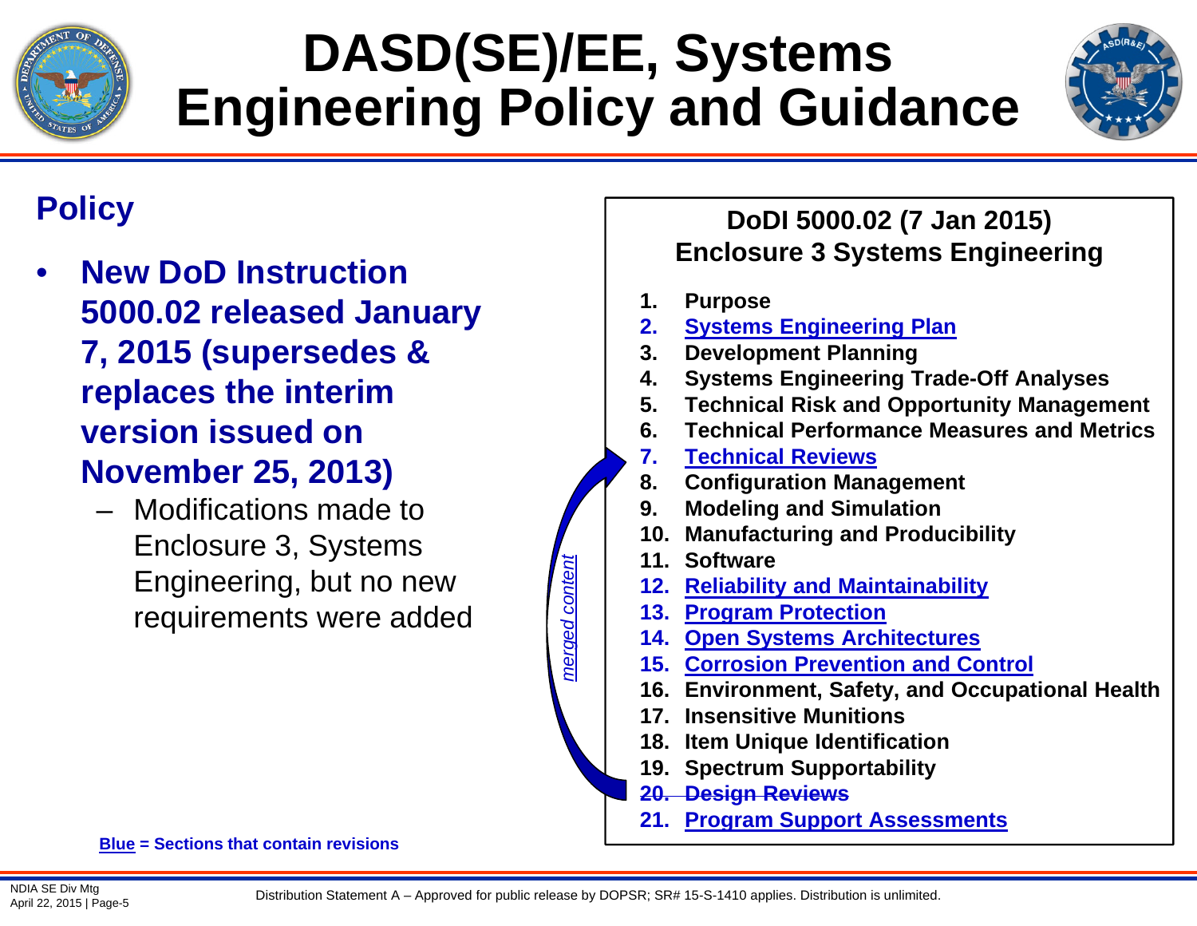# DASD(SE)/EE, Systems Engineering Policy and Guidance

## Policy

- **New DoD Instruction 5000.02 released January 7, 2015 (supersedes & replaces the interim version issued on November 25, 2013)**
  - Modifications made to Enclosure 3, Systems Engineering, but no new requirements were added

**DoDI 5000.02 (7 Jan 2015)**
**Enclosure 3 Systems Engineering**

1. **Purpose**
2. **Systems Engineering Plan**
3. **Development Planning**
4. **Systems Engineering Trade-Off Analyses**
5. **Technical Risk and Opportunity Management**
6. **Technical Performance Measures and Metrics**
7. **Technical Reviews**
8. **Configuration Management**
9. **Modeling and Simulation**
10. **Manufacturing and Producibility**
11. **Software**
12. **Reliability and Maintainability**
13. **Program Protection**
14. **Open Systems Architectures**
15. **Corrosion Prevention and Control**
16. **Environment, Safety, and Occupational Health**
17. **Insensitive Munitions**
18. **Item Unique Identification**
19. **Spectrum Supportability**
20. ~~**Design Reviews**~~
21. **Program Support Assessments**

*merged content* (20. Design Reviews → 7. Technical Reviews)

**Blue = Sections that contain revisions** (Blue sections: 2, 7, 12, 13, 14, 15, 20, 21)

NDIA SE Div Mtg
April 22, 2015

Distribution Statement A – Approved for public release by DOPSR; SR# 15-S-1410 applies. Distribution is unlimited.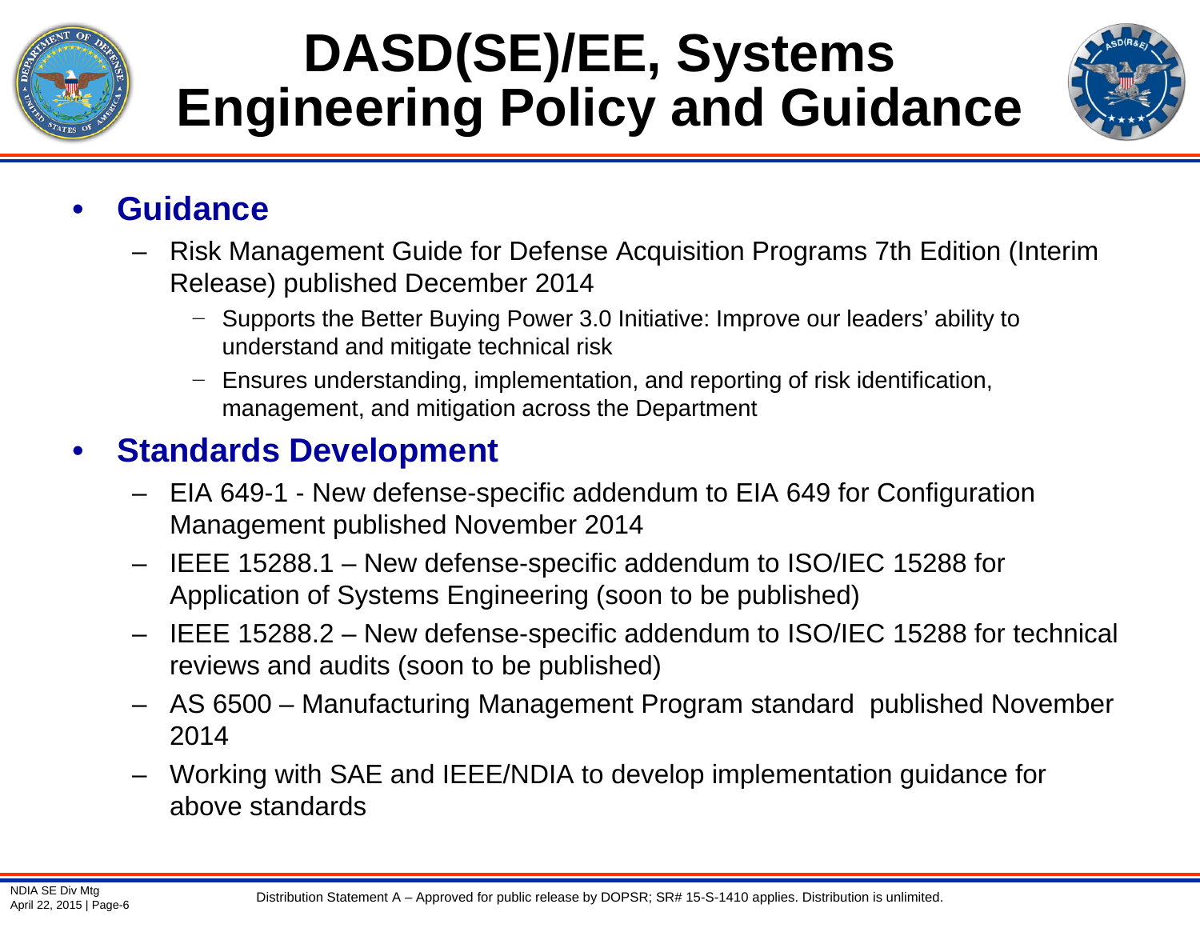# DASD(SE)/EE, Systems Engineering Policy and Guidance

- **Guidance**
  - Risk Management Guide for Defense Acquisition Programs 7th Edition (Interim Release) published December 2014
    - Supports the Better Buying Power 3.0 Initiative: Improve our leaders' ability to understand and mitigate technical risk
    - Ensures understanding, implementation, and reporting of risk identification, management, and mitigation across the Department
- **Standards Development**
  - EIA 649-1 - New defense-specific addendum to EIA 649 for Configuration Management published November 2014
  - IEEE 15288.1 – New defense-specific addendum to ISO/IEC 15288 for Application of Systems Engineering (soon to be published)
  - IEEE 15288.2 – New defense-specific addendum to ISO/IEC 15288 for technical reviews and audits (soon to be published)
  - AS 6500 – Manufacturing Management Program standard published November 2014
  - Working with SAE and IEEE/NDIA to develop implementation guidance for above standards

Distribution Statement A – Approved for public release by DOPSR; SR# 15-S-1410 applies. Distribution is unlimited.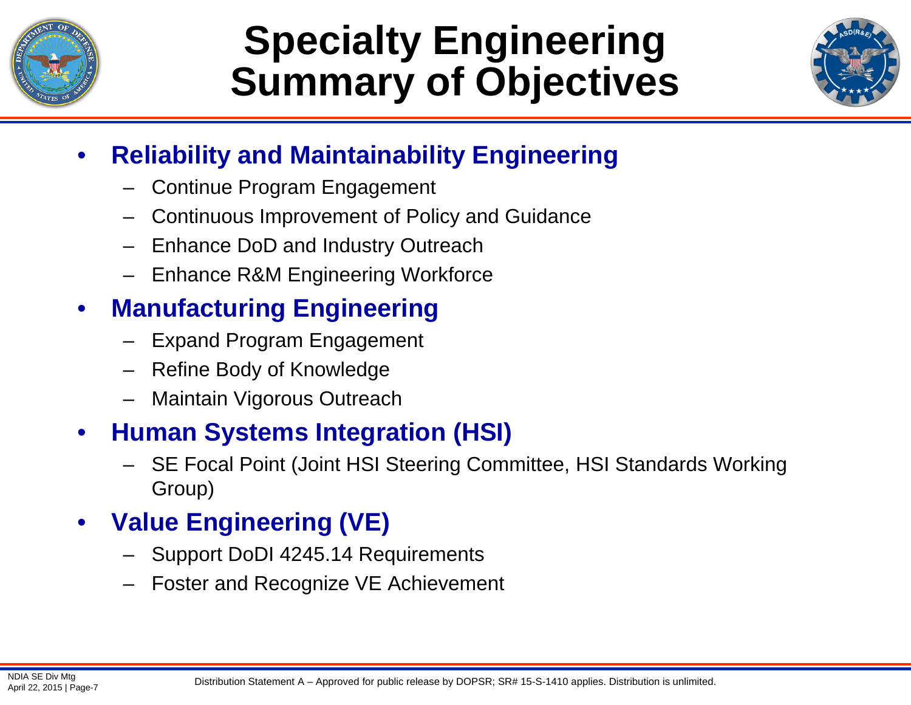# Specialty Engineering Summary of Objectives

- **Reliability and Maintainability Engineering**
  - Continue Program Engagement
  - Continuous Improvement of Policy and Guidance
  - Enhance DoD and Industry Outreach
  - Enhance R&M Engineering Workforce
- **Manufacturing Engineering**
  - Expand Program Engagement
  - Refine Body of Knowledge
  - Maintain Vigorous Outreach
- **Human Systems Integration (HSI)**
  - SE Focal Point (Joint HSI Steering Committee, HSI Standards Working Group)
- **Value Engineering (VE)**
  - Support DoDI 4245.14 Requirements
  - Foster and Recognize VE Achievement

Distribution Statement A – Approved for public release by DOPSR; SR# 15-S-1410 applies. Distribution is unlimited.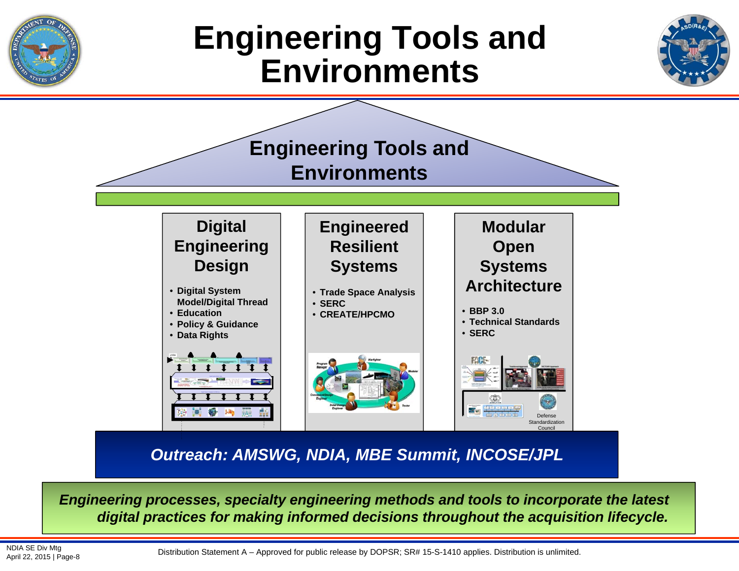# Engineering Tools and Environments

## Engineering Tools and Environments

### Digital Engineering Design

- Digital System Model/Digital Thread
- Education
- Policy & Guidance
- Data Rights

### Engineered Resilient Systems

- Trade Space Analysis
- SERC
- CREATE/HPCMO

### Modular Open Systems Architecture

- BBP 3.0
- Technical Standards
- SERC

Defense Standardization Council

***Outreach: AMSWG, NDIA, MBE Summit, INCOSE/JPL***

***Engineering processes, specialty engineering methods and tools to incorporate the latest digital practices for making informed decisions throughout the acquisition lifecycle.***

NDIA SE Div Mtg
April 22, 2015

Distribution Statement A – Approved for public release by DOPSR; SR# 15-S-1410 applies. Distribution is unlimited.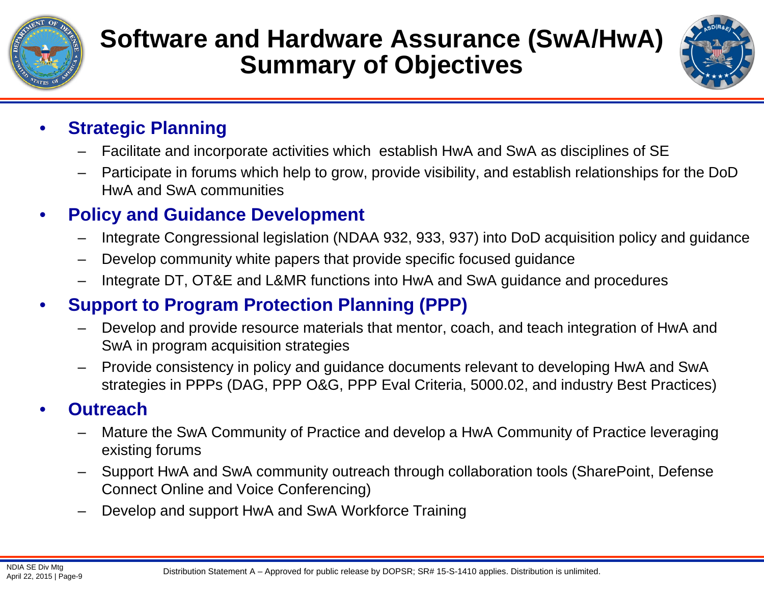# Software and Hardware Assurance (SwA/HwA) Summary of Objectives

- **Strategic Planning**
  - Facilitate and incorporate activities which establish HwA and SwA as disciplines of SE
  - Participate in forums which help to grow, provide visibility, and establish relationships for the DoD HwA and SwA communities
- **Policy and Guidance Development**
  - Integrate Congressional legislation (NDAA 932, 933, 937) into DoD acquisition policy and guidance
  - Develop community white papers that provide specific focused guidance
  - Integrate DT, OT&E and L&MR functions into HwA and SwA guidance and procedures
- **Support to Program Protection Planning (PPP)**
  - Develop and provide resource materials that mentor, coach, and teach integration of HwA and SwA in program acquisition strategies
  - Provide consistency in policy and guidance documents relevant to developing HwA and SwA strategies in PPPs (DAG, PPP O&G, PPP Eval Criteria, 5000.02, and industry Best Practices)
- **Outreach**
  - Mature the SwA Community of Practice and develop a HwA Community of Practice leveraging existing forums
  - Support HwA and SwA community outreach through collaboration tools (SharePoint, Defense Connect Online and Voice Conferencing)
  - Develop and support HwA and SwA Workforce Training

Distribution Statement A – Approved for public release by DOPSR; SR# 15-S-1410 applies. Distribution is unlimited.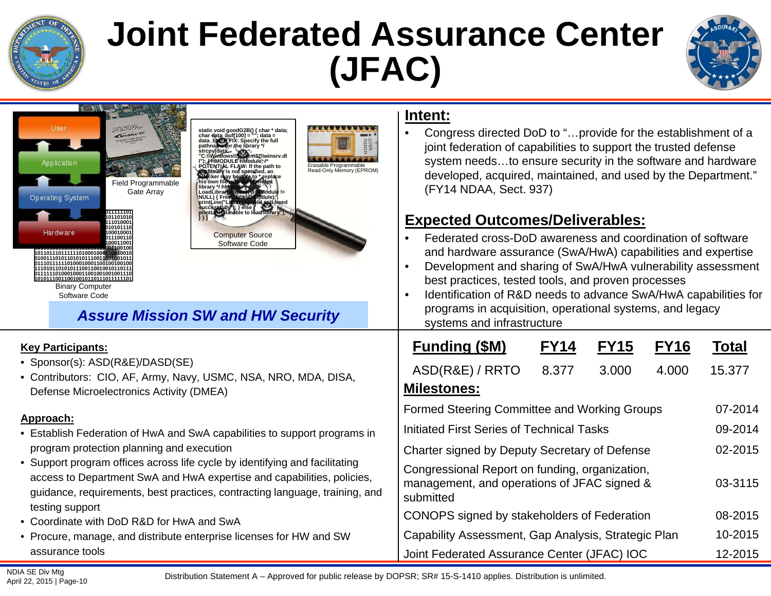# Joint Federated Assurance Center (JFAC)

Field Programmable Gate Array

Computer Source Software Code

Erasable Programmable Read-Only Memory (EPROM)

Binary Computer Software Code

***Assure Mission SW and HW Security***

## Intent:

- Congress directed DoD to "…provide for the establishment of a joint federation of capabilities to support the trusted defense system needs…to ensure security in the software and hardware developed, acquired, maintained, and used by the Department." (FY14 NDAA, Sect. 937)

## Expected Outcomes/Deliverables:

- Federated cross-DoD awareness and coordination of software and hardware assurance (SwA/HwA) capabilities and expertise
- Development and sharing of SwA/HwA vulnerability assessment best practices, tested tools, and proven processes
- Identification of R&D needs to advance SwA/HwA capabilities for programs in acquisition, operational systems, and legacy systems and infrastructure

**Key Participants:**

- Sponsor(s): ASD(R&E)/DASD(SE)
- Contributors: CIO, AF, Army, Navy, USMC, NSA, NRO, MDA, DISA, Defense Microelectronics Activity (DMEA)

**Approach:**

- Establish Federation of HwA and SwA capabilities to support programs in program protection planning and execution
- Support program offices across life cycle by identifying and facilitating access to Department SwA and HwA expertise and capabilities, policies, guidance, requirements, best practices, contracting language, training, and testing support
- Coordinate with DoD R&D for HwA and SwA
- Procure, manage, and distribute enterprise licenses for HW and SW assurance tools

| Funding ($M) | FY14 | FY15 | FY16 | Total |
|---|---|---|---|---|
| ASD(R&E) / RRTO | 8.377 | 3.000 | 4.000 | 15.377 |

**Milestones:**

| Milestone | Date |
|---|---|
| Formed Steering Committee and Working Groups | 07-2014 |
| Initiated First Series of Technical Tasks | 09-2014 |
| Charter signed by Deputy Secretary of Defense | 02-2015 |
| Congressional Report on funding, organization, management, and operations of JFAC signed & submitted | 03-3115 |
| CONOPS signed by stakeholders of Federation | 08-2015 |
| Capability Assessment, Gap Analysis, Strategic Plan | 10-2015 |
| Joint Federated Assurance Center (JFAC) IOC | 12-2015 |

Distribution Statement A – Approved for public release by DOPSR; SR# 15-S-1410 applies. Distribution is unlimited.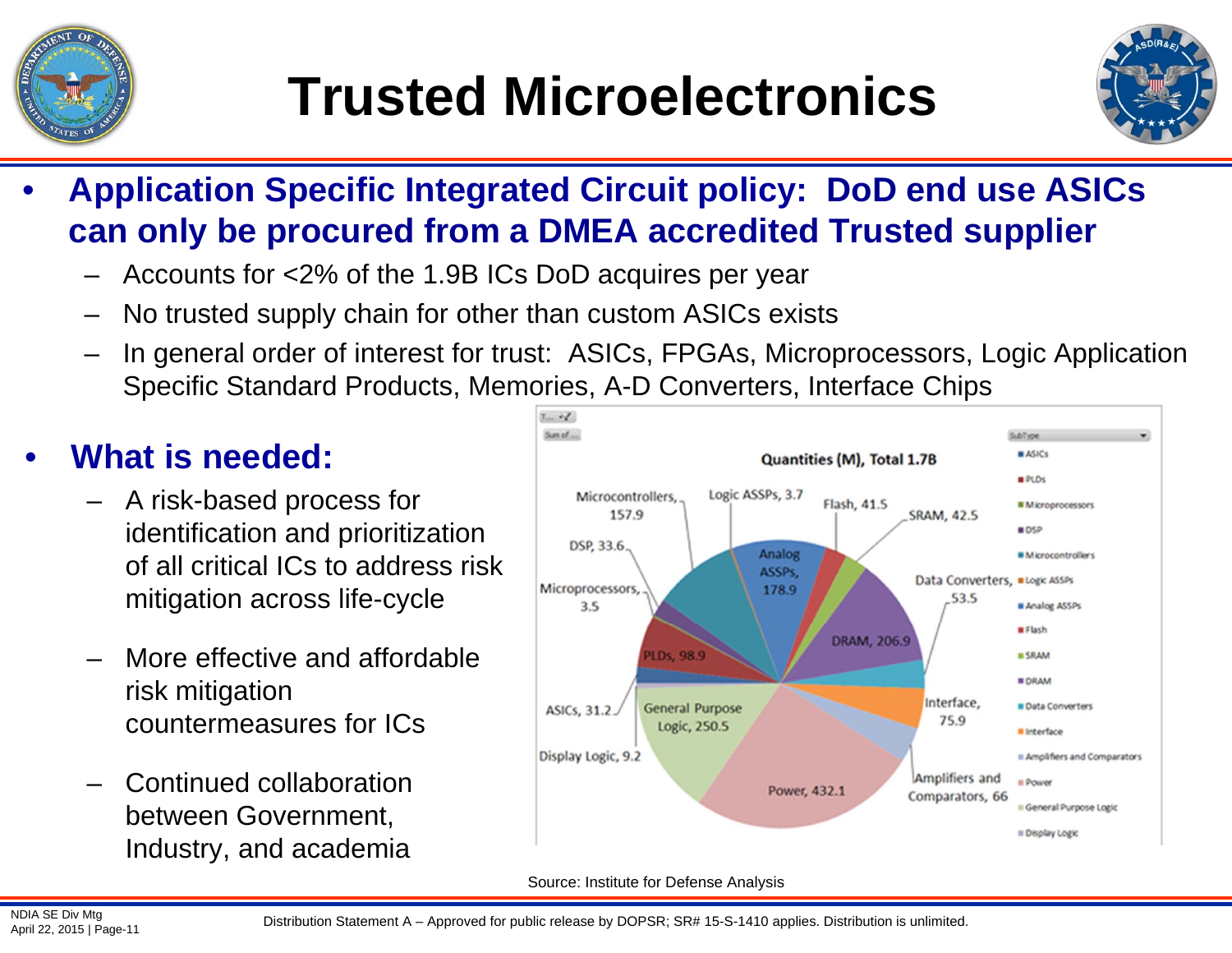# Trusted Microelectronics

- **Application Specific Integrated Circuit policy: DoD end use ASICs can only be procured from a DMEA accredited Trusted supplier**
  - Accounts for <2% of the 1.9B ICs DoD acquires per year
  - No trusted supply chain for other than custom ASICs exists
  - In general order of interest for trust: ASICs, FPGAs, Microprocessors, Logic Application Specific Standard Products, Memories, A-D Converters, Interface Chips

- **What is needed:**
  - A risk-based process for identification and prioritization of all critical ICs to address risk mitigation across life-cycle
  - More effective and affordable risk mitigation countermeasures for ICs
  - Continued collaboration between Government, Industry, and academia

**Quantities (M), Total 1.7B**

| SubType | Quantity (M) |
|---|---|
| ASICs | 31.2 |
| PLDs | 98.9 |
| Microprocessors | 3.5 |
| DSP | 33.6 |
| Microcontrollers | 157.9 |
| Logic ASSPs | 3.7 |
| Analog ASSPs | 178.9 |
| Flash | 41.5 |
| SRAM | 42.5 |
| DRAM | 206.9 |
| Data Converters | 53.5 |
| Interface | 75.9 |
| Amplifiers and Comparators | 66 |
| Power | 432.1 |
| General Purpose Logic | 250.5 |
| Display Logic | 9.2 |

Source: Institute for Defense Analysis

Distribution Statement A – Approved for public release by DOPSR; SR# 15-S-1410 applies. Distribution is unlimited.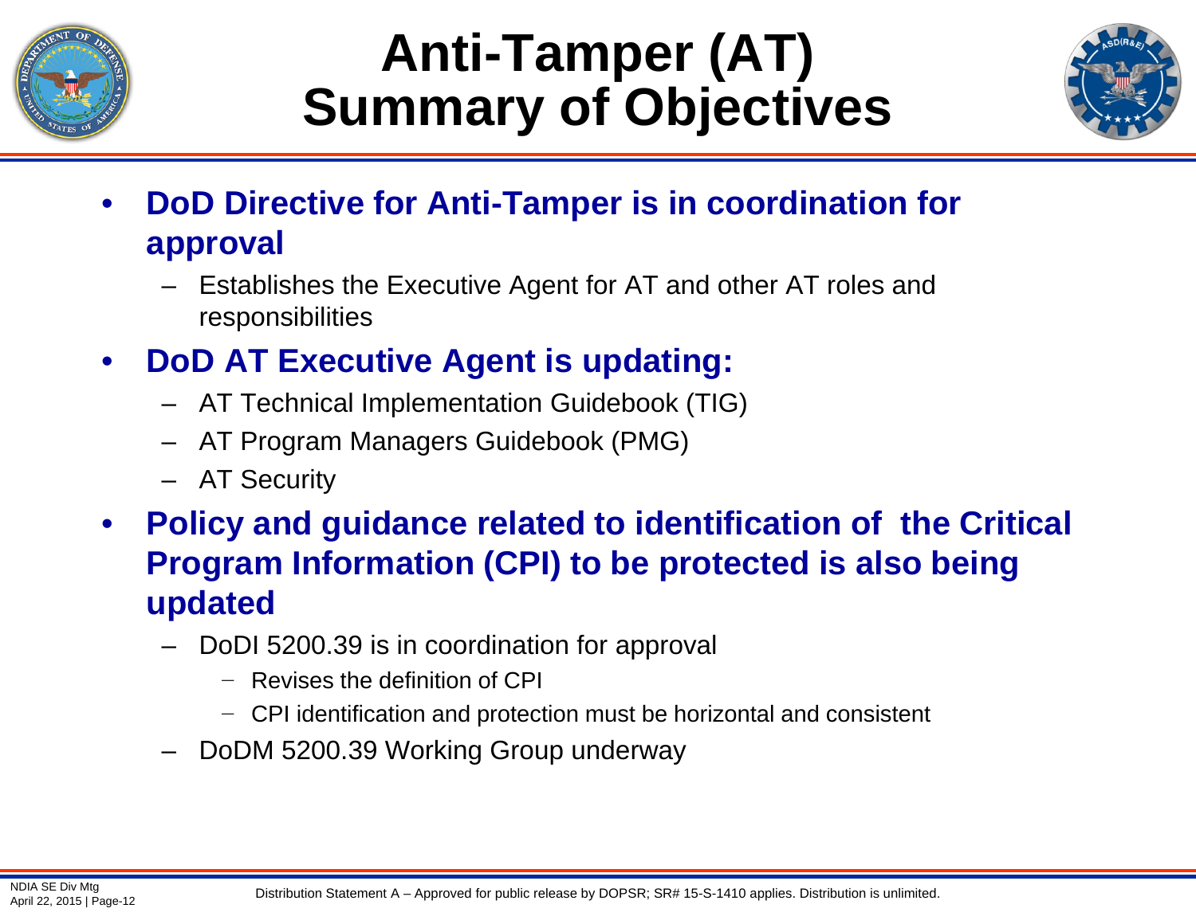# Anti-Tamper (AT) Summary of Objectives

- **DoD Directive for Anti-Tamper is in coordination for approval**
  - Establishes the Executive Agent for AT and other AT roles and responsibilities
- **DoD AT Executive Agent is updating:**
  - AT Technical Implementation Guidebook (TIG)
  - AT Program Managers Guidebook (PMG)
  - AT Security
- **Policy and guidance related to identification of the Critical Program Information (CPI) to be protected is also being updated**
  - DoDI 5200.39 is in coordination for approval
    - Revises the definition of CPI
    - CPI identification and protection must be horizontal and consistent
  - DoDM 5200.39 Working Group underway

Distribution Statement A – Approved for public release by DOPSR; SR# 15-S-1410 applies. Distribution is unlimited.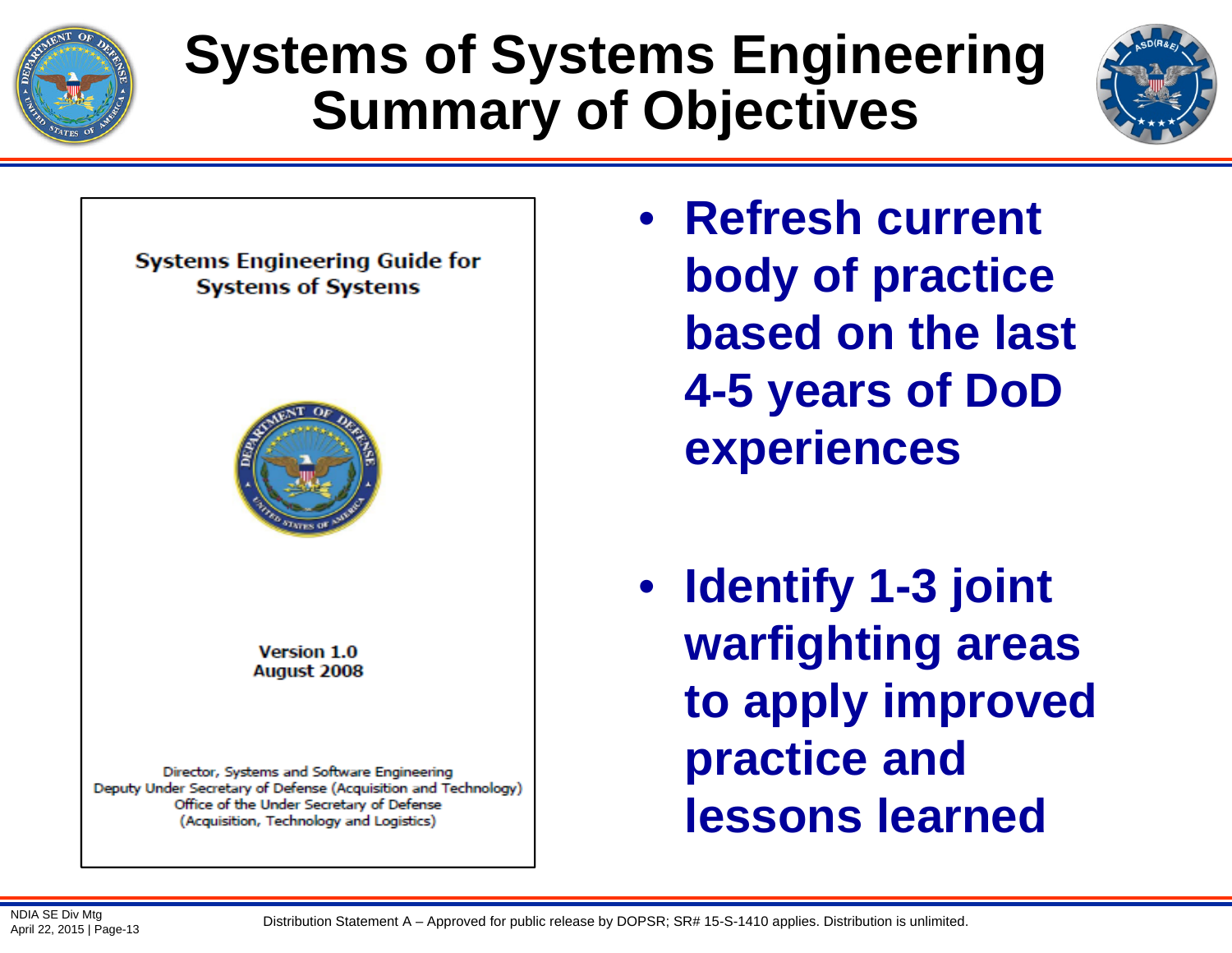# Systems of Systems Engineering Summary of Objectives

Systems Engineering Guide for Systems of Systems

Version 1.0
August 2008

Director, Systems and Software Engineering
Deputy Under Secretary of Defense (Acquisition and Technology)
Office of the Under Secretary of Defense
(Acquisition, Technology and Logistics)

- **Refresh current body of practice based on the last 4-5 years of DoD experiences**
- **Identify 1-3 joint warfighting areas to apply improved practice and lessons learned**

Distribution Statement A – Approved for public release by DOPSR; SR# 15-S-1410 applies. Distribution is unlimited.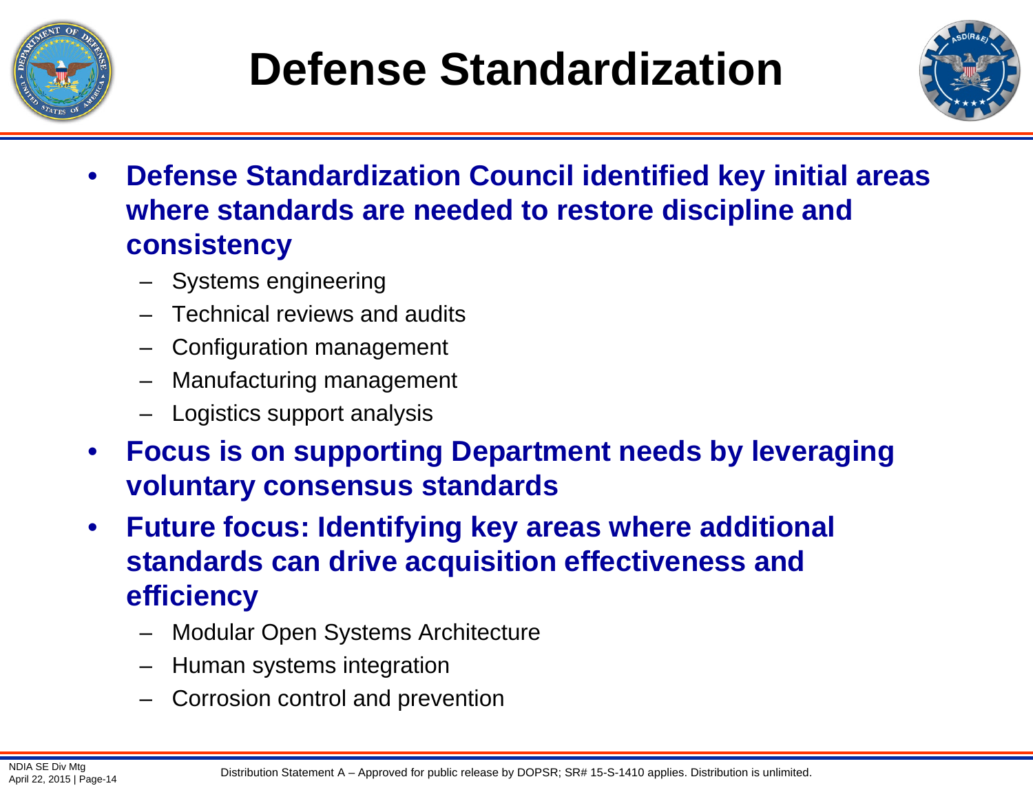# Defense Standardization

- **Defense Standardization Council identified key initial areas where standards are needed to restore discipline and consistency**
  - Systems engineering
  - Technical reviews and audits
  - Configuration management
  - Manufacturing management
  - Logistics support analysis
- **Focus is on supporting Department needs by leveraging voluntary consensus standards**
- **Future focus: Identifying key areas where additional standards can drive acquisition effectiveness and efficiency**
  - Modular Open Systems Architecture
  - Human systems integration
  - Corrosion control and prevention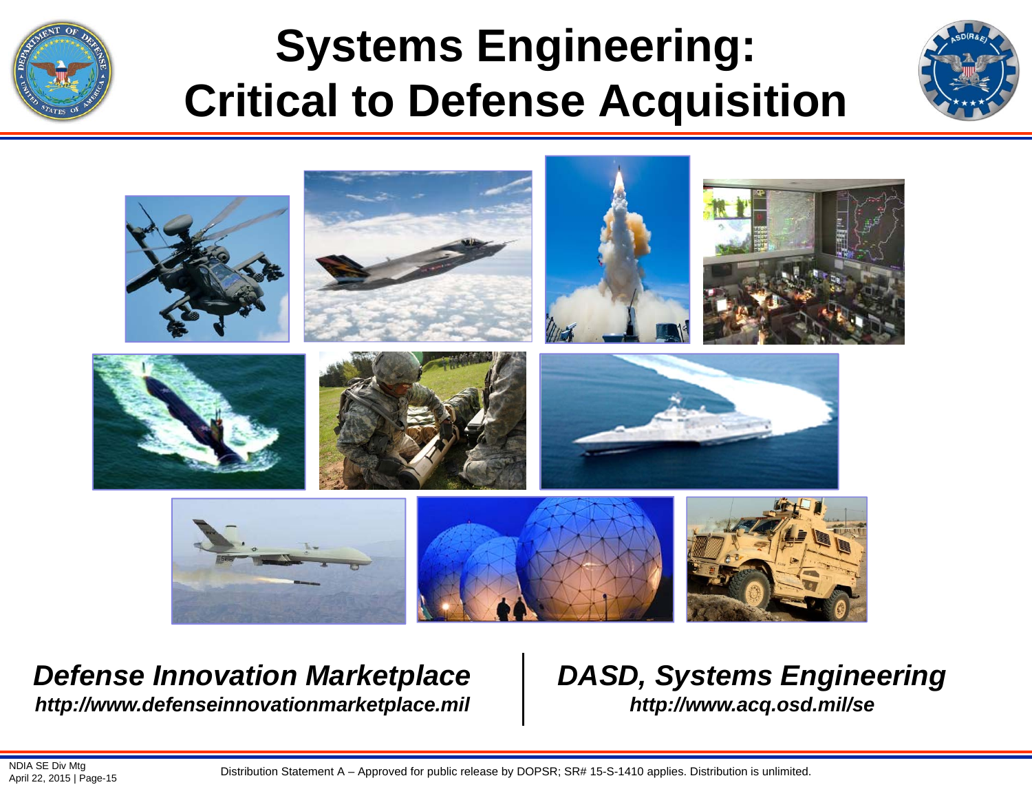# Systems Engineering: Critical to Defense Acquisition

***Defense Innovation Marketplace***
***http://www.defenseinnovationmarketplace.mil***

***DASD, Systems Engineering***
***http://www.acq.osd.mil/se***

Distribution Statement A – Approved for public release by DOPSR; SR# 15-S-1410 applies. Distribution is unlimited.